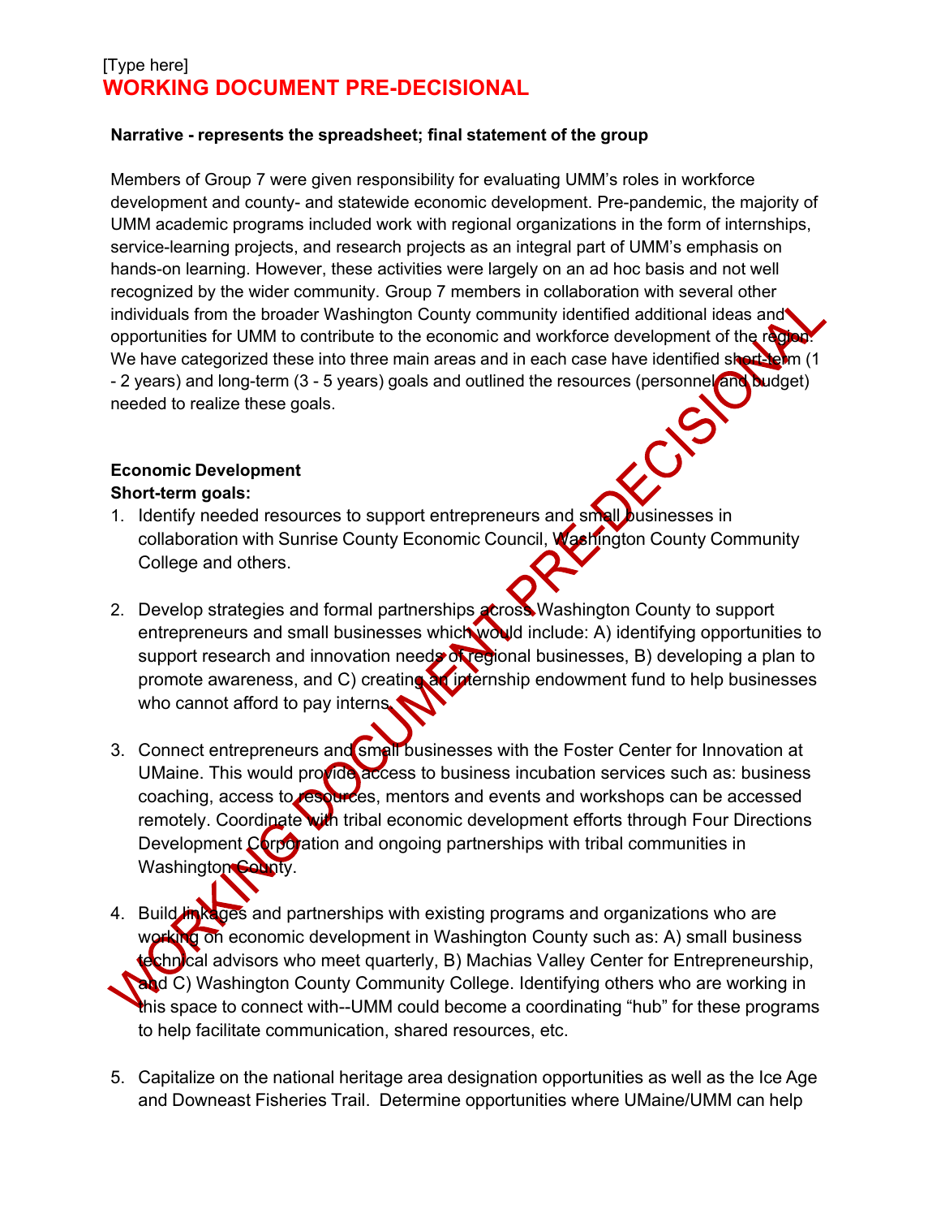[Type here]
**WORKING DOCUMENT PRE-DECISIONAL**

**Narrative - represents the spreadsheet; final statement of the group**

Members of Group 7 were given responsibility for evaluating UMM's roles in workforce development and county- and statewide economic development. Pre-pandemic, the majority of UMM academic programs included work with regional organizations in the form of internships, service-learning projects, and research projects as an integral part of UMM's emphasis on hands-on learning. However, these activities were largely on an ad hoc basis and not well recognized by the wider community. Group 7 members in collaboration with several other individuals from the broader Washington County community identified additional ideas and opportunities for UMM to contribute to the economic and workforce development of the region. We have categorized these into three main areas and in each case have identified short-term (1 - 2 years) and long-term (3 - 5 years) goals and outlined the resources (personnel and budget) needed to realize these goals.

**Economic Development**
**Short-term goals:**

1. Identify needed resources to support entrepreneurs and small businesses in collaboration with Sunrise County Economic Council, Washington County Community College and others.

2. Develop strategies and formal partnerships across Washington County to support entrepreneurs and small businesses which would include: A) identifying opportunities to support research and innovation needs of regional businesses, B) developing a plan to promote awareness, and C) creating an internship endowment fund to help businesses who cannot afford to pay interns.

3. Connect entrepreneurs and small businesses with the Foster Center for Innovation at UMaine. This would provide access to business incubation services such as: business coaching, access to resources, mentors and events and workshops can be accessed remotely. Coordinate with tribal economic development efforts through Four Directions Development Corporation and ongoing partnerships with tribal communities in Washington County.

4. Build linkages and partnerships with existing programs and organizations who are working on economic development in Washington County such as: A) small business technical advisors who meet quarterly, B) Machias Valley Center for Entrepreneurship, and C) Washington County Community College. Identifying others who are working in this space to connect with--UMM could become a coordinating "hub" for these programs to help facilitate communication, shared resources, etc.

5. Capitalize on the national heritage area designation opportunities as well as the Ice Age and Downeast Fisheries Trail. Determine opportunities where UMaine/UMM can help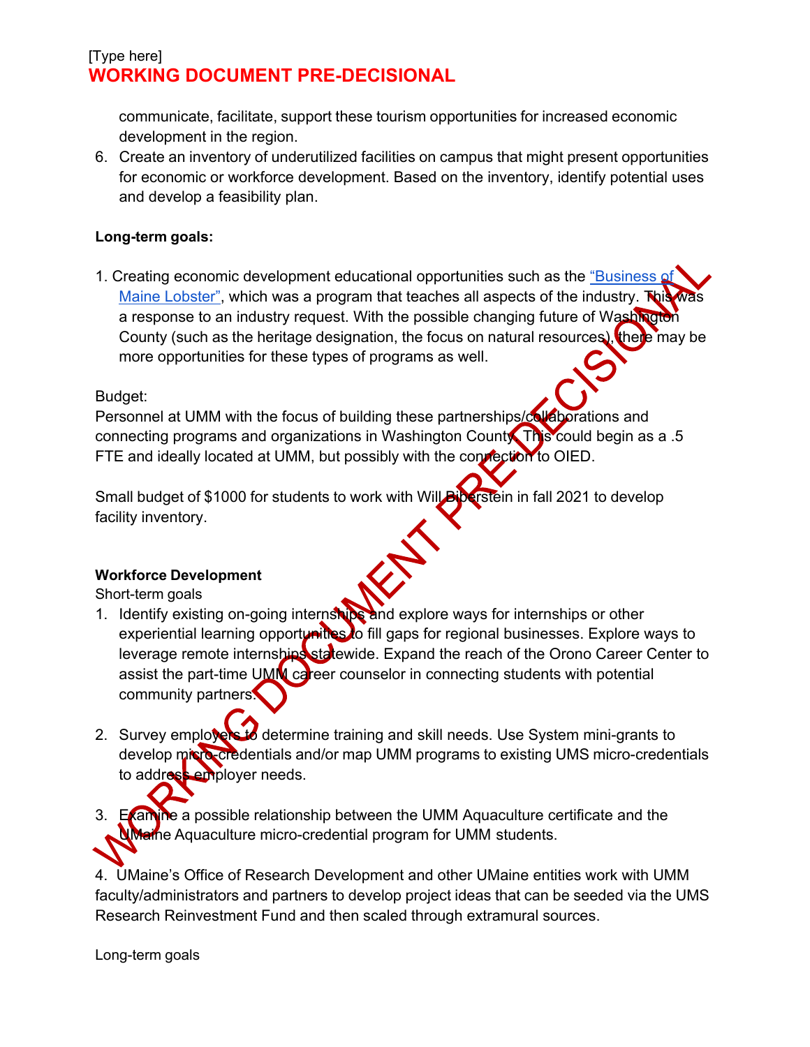communicate, facilitate, support these tourism opportunities for increased economic development in the region.

6. Create an inventory of underutilized facilities on campus that might present opportunities for economic or workforce development. Based on the inventory, identify potential uses and develop a feasibility plan.

**Long-term goals:**

1. Creating economic development educational opportunities such as the "Business of Maine Lobster", which was a program that teaches all aspects of the industry. This was a response to an industry request. With the possible changing future of Washington County (such as the heritage designation, the focus on natural resources), there may be more opportunities for these types of programs as well.

Budget:

Personnel at UMM with the focus of building these partnerships/collaborations and connecting programs and organizations in Washington County. This could begin as a .5 FTE and ideally located at UMM, but possibly with the connection to OIED.

Small budget of $1000 for students to work with Will Biberstein in fall 2021 to develop facility inventory.

**Workforce Development**

Short-term goals

1. Identify existing on-going internships and explore ways for internships or other experiential learning opportunities to fill gaps for regional businesses. Explore ways to leverage remote internships statewide. Expand the reach of the Orono Career Center to assist the part-time UMM career counselor in connecting students with potential community partners.

2. Survey employers to determine training and skill needs. Use System mini-grants to develop micro-credentials and/or map UMM programs to existing UMS micro-credentials to address employer needs.

3. Examine a possible relationship between the UMM Aquaculture certificate and the UMaine Aquaculture micro-credential program for UMM students.

4. UMaine's Office of Research Development and other UMaine entities work with UMM faculty/administrators and partners to develop project ideas that can be seeded via the UMS Research Reinvestment Fund and then scaled through extramural sources.

Long-term goals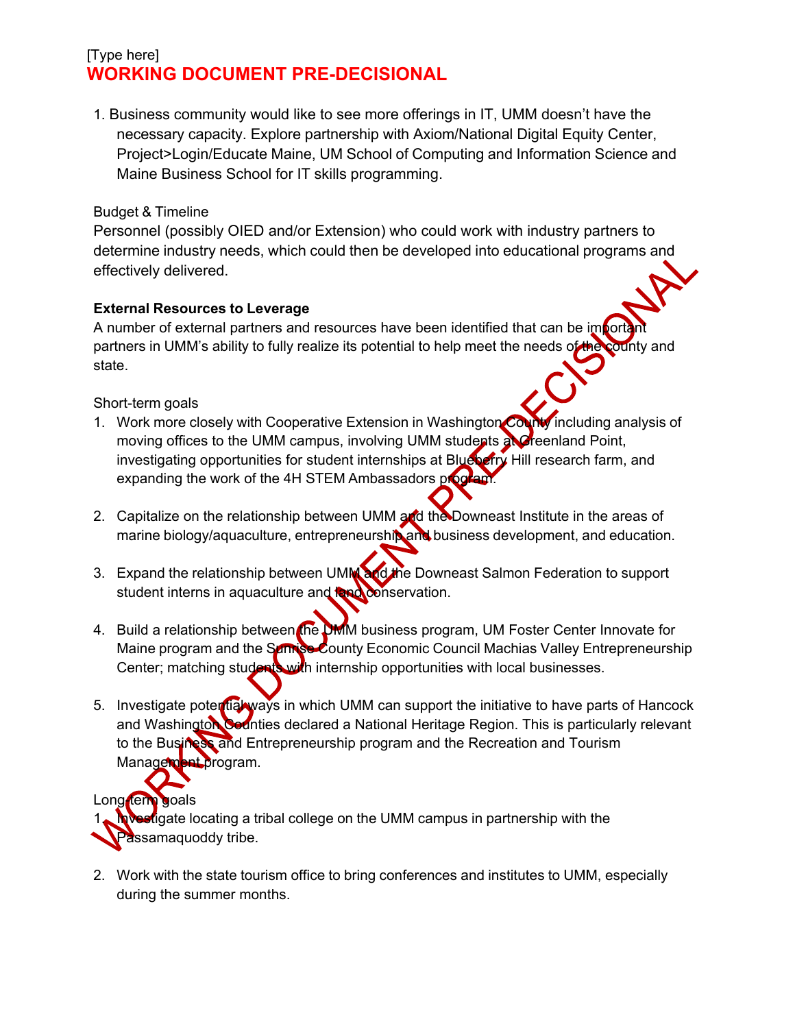[Type here]

**WORKING DOCUMENT PRE-DECISIONAL**

1. Business community would like to see more offerings in IT, UMM doesn't have the necessary capacity. Explore partnership with Axiom/National Digital Equity Center, Project>Login/Educate Maine, UM School of Computing and Information Science and Maine Business School for IT skills programming.

Budget & Timeline

Personnel (possibly OIED and/or Extension) who could work with industry partners to determine industry needs, which could then be developed into educational programs and effectively delivered.

**External Resources to Leverage**

A number of external partners and resources have been identified that can be important partners in UMM's ability to fully realize its potential to help meet the needs of the county and state.

Short-term goals

1. Work more closely with Cooperative Extension in Washington County including analysis of moving offices to the UMM campus, involving UMM students at Greenland Point, investigating opportunities for student internships at Blueberry Hill research farm, and expanding the work of the 4H STEM Ambassadors program.

2. Capitalize on the relationship between UMM and the Downeast Institute in the areas of marine biology/aquaculture, entrepreneurship and business development, and education.

3. Expand the relationship between UMM and the Downeast Salmon Federation to support student interns in aquaculture and land conservation.

4. Build a relationship between the UMM business program, UM Foster Center Innovate for Maine program and the Sunrise County Economic Council Machias Valley Entrepreneurship Center; matching students with internship opportunities with local businesses.

5. Investigate potential ways in which UMM can support the initiative to have parts of Hancock and Washington Counties declared a National Heritage Region. This is particularly relevant to the Business and Entrepreneurship program and the Recreation and Tourism Management program.

Long-term goals

1. Investigate locating a tribal college on the UMM campus in partnership with the Passamaquoddy tribe.

2. Work with the state tourism office to bring conferences and institutes to UMM, especially during the summer months.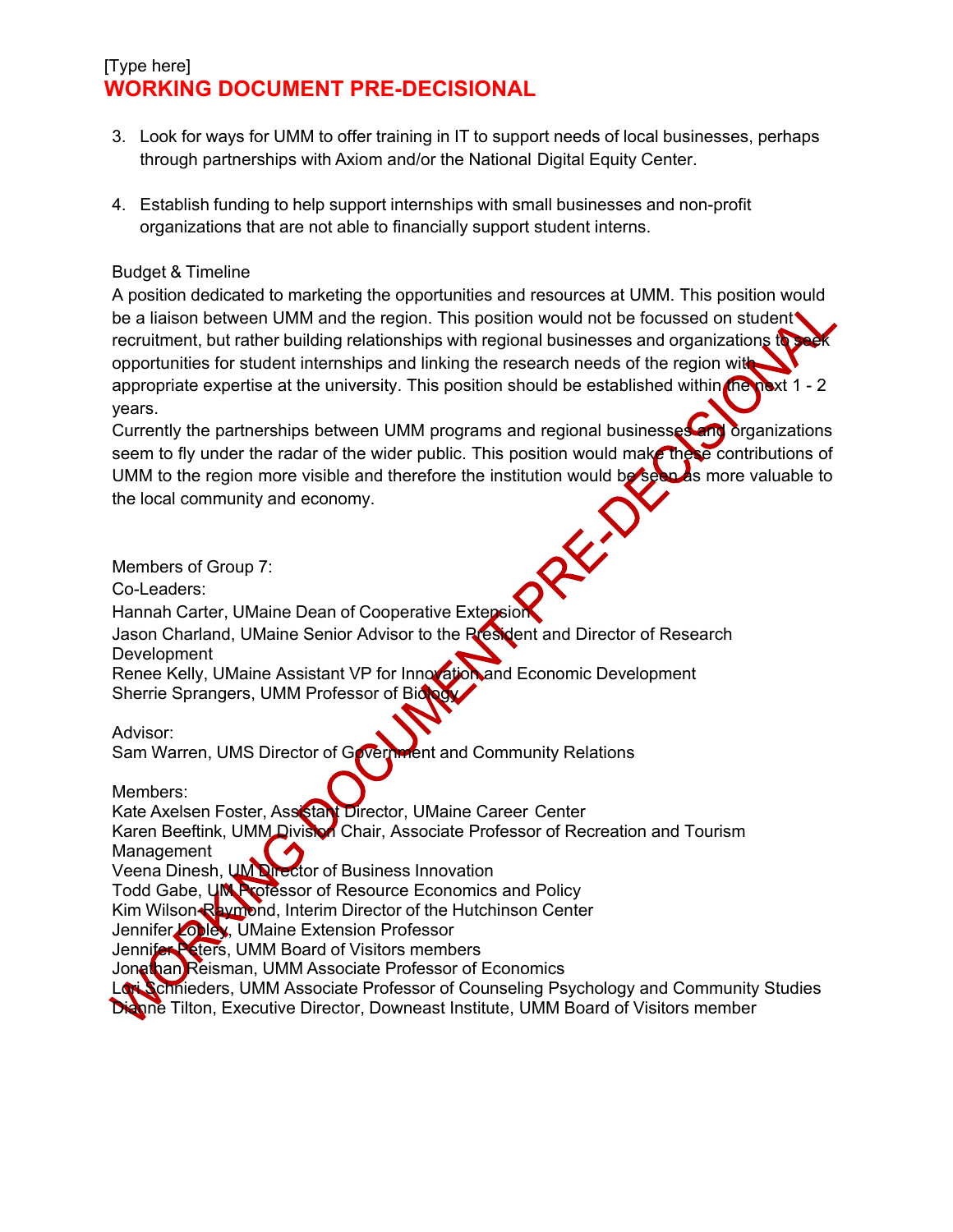3. Look for ways for UMM to offer training in IT to support needs of local businesses, perhaps through partnerships with Axiom and/or the National Digital Equity Center.

4. Establish funding to help support internships with small businesses and non-profit organizations that are not able to financially support student interns.

Budget & Timeline

A position dedicated to marketing the opportunities and resources at UMM. This position would be a liaison between UMM and the region. This position would not be focussed on student recruitment, but rather building relationships with regional businesses and organizations to seek opportunities for student internships and linking the research needs of the region with appropriate expertise at the university. This position should be established within the next 1 - 2 years.

Currently the partnerships between UMM programs and regional businesses and organizations seem to fly under the radar of the wider public. This position would make these contributions of UMM to the region more visible and therefore the institution would be seen as more valuable to the local community and economy.

Members of Group 7:

Co-Leaders:

Hannah Carter, UMaine Dean of Cooperative Extension
Jason Charland, UMaine Senior Advisor to the President and Director of Research Development
Renee Kelly, UMaine Assistant VP for Innovation and Economic Development
Sherrie Sprangers, UMM Professor of Biology

Advisor:

Sam Warren, UMS Director of Government and Community Relations

Members:

Kate Axelsen Foster, Assistant Director, UMaine Career Center
Karen Beeftink, UMM Division Chair, Associate Professor of Recreation and Tourism Management
Veena Dinesh, UM Director of Business Innovation
Todd Gabe, UM Professor of Resource Economics and Policy
Kim Wilson-Raymond, Interim Director of the Hutchinson Center
Jennifer Lobley, UMaine Extension Professor
Jennifer Peters, UMM Board of Visitors members
Jonathan Reisman, UMM Associate Professor of Economics
Lori Schnieders, UMM Associate Professor of Counseling Psychology and Community Studies
Dianne Tilton, Executive Director, Downeast Institute, UMM Board of Visitors member